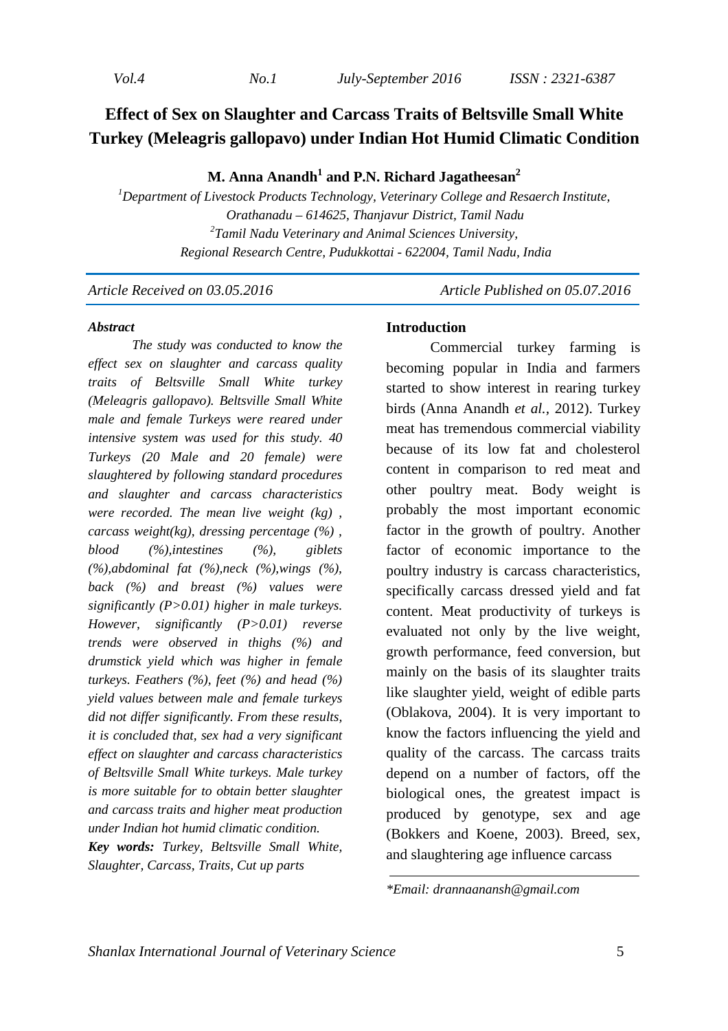# Effect of Sex on Slaughter and Carcass Traits of Beltsville Small White Turkey (Meleagris gallopavo) under Indian Hot Humid Climatic Condition

**M. Anna Anandh[1] and P.N. Richard Jagatheesan[2]**

[1]*Department of Livestock Products Technology, Veterinary College and Resaerch Institute, Orathanadu – 614625, Thanjavur District, Tamil Nadu*
[2]*Tamil Nadu Veterinary and Animal Sciences University, Regional Research Centre, Pudukkottai - 622004, Tamil Nadu, India*

*Article Received on 03.05.2016* *Article Published on 05.07.2016*

***Abstract***

*The study was conducted to know the effect sex on slaughter and carcass quality traits of Beltsville Small White turkey (Meleagris gallopavo). Beltsville Small White male and female Turkeys were reared under intensive system was used for this study. 40 Turkeys (20 Male and 20 female) were slaughtered by following standard procedures and slaughter and carcass characteristics were recorded. The mean live weight (kg) , carcass weight(kg), dressing percentage (%) , blood (%),intestines (%), giblets (%),abdominal fat (%),neck (%),wings (%), back (%) and breast (%) values were significantly (P>0.01) higher in male turkeys. However, significantly (P>0.01) reverse trends were observed in thighs (%) and drumstick yield which was higher in female turkeys. Feathers (%), feet (%) and head (%) yield values between male and female turkeys did not differ significantly. From these results, it is concluded that, sex had a very significant effect on slaughter and carcass characteristics of Beltsville Small White turkeys. Male turkey is more suitable for to obtain better slaughter and carcass traits and higher meat production under Indian hot humid climatic condition.*

***Key words:*** *Turkey, Beltsville Small White, Slaughter, Carcass, Traits, Cut up parts*

## Introduction

Commercial turkey farming is becoming popular in India and farmers started to show interest in rearing turkey birds (Anna Anandh *et al.,* 2012). Turkey meat has tremendous commercial viability because of its low fat and cholesterol content in comparison to red meat and other poultry meat. Body weight is probably the most important economic factor in the growth of poultry. Another factor of economic importance to the poultry industry is carcass characteristics, specifically carcass dressed yield and fat content. Meat productivity of turkeys is evaluated not only by the live weight, growth performance, feed conversion, but mainly on the basis of its slaughter traits like slaughter yield, weight of edible parts (Oblakova, 2004). It is very important to know the factors influencing the yield and quality of the carcass. The carcass traits depend on a number of factors, off the biological ones, the greatest impact is produced by genotype, sex and age (Bokkers and Koene, 2003). Breed, sex, and slaughtering age influence carcass

*\*Email: drannaanansh@gmail.com*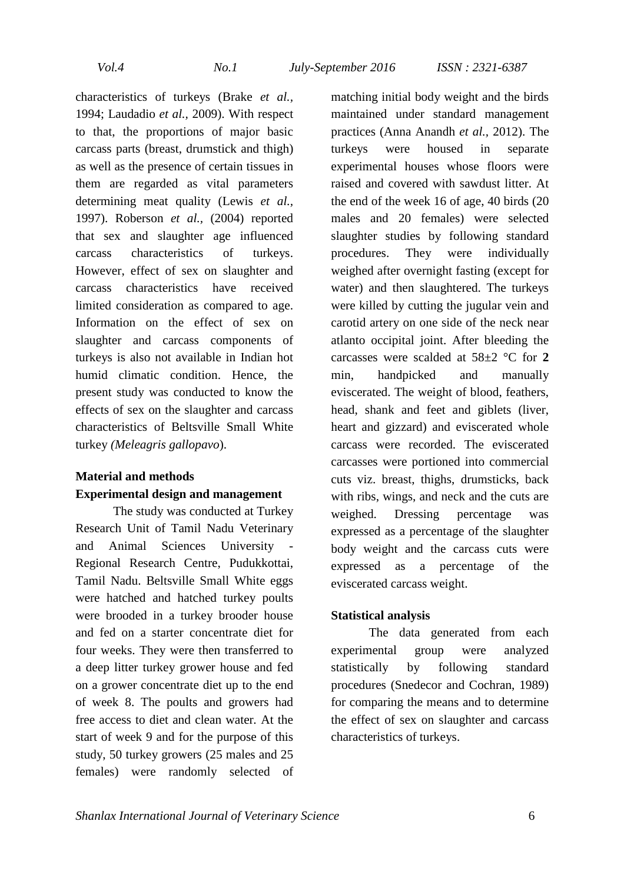characteristics of turkeys (Brake *et al.*, 1994; Laudadio *et al.*, 2009). With respect to that, the proportions of major basic carcass parts (breast, drumstick and thigh) as well as the presence of certain tissues in them are regarded as vital parameters determining meat quality (Lewis *et al.*, 1997). Roberson *et al.*, (2004) reported that sex and slaughter age influenced carcass characteristics of turkeys. However, effect of sex on slaughter and carcass characteristics have received limited consideration as compared to age. Information on the effect of sex on slaughter and carcass components of turkeys is also not available in Indian hot humid climatic condition. Hence, the present study was conducted to know the effects of sex on the slaughter and carcass characteristics of Beltsville Small White turkey *(Meleagris gallopavo*).

## Material and methods

### Experimental design and management

The study was conducted at Turkey Research Unit of Tamil Nadu Veterinary and Animal Sciences University - Regional Research Centre, Pudukkottai, Tamil Nadu. Beltsville Small White eggs were hatched and hatched turkey poults were brooded in a turkey brooder house and fed on a starter concentrate diet for four weeks. They were then transferred to a deep litter turkey grower house and fed on a grower concentrate diet up to the end of week 8. The poults and growers had free access to diet and clean water. At the start of week 9 and for the purpose of this study, 50 turkey growers (25 males and 25 females) were randomly selected of matching initial body weight and the birds maintained under standard management practices (Anna Anandh *et al.*, 2012). The turkeys were housed in separate experimental houses whose floors were raised and covered with sawdust litter. At the end of the week 16 of age, 40 birds (20 males and 20 females) were selected slaughter studies by following standard procedures. They were individually weighed after overnight fasting (except for water) and then slaughtered. The turkeys were killed by cutting the jugular vein and carotid artery on one side of the neck near atlanto occipital joint. After bleeding the carcasses were scalded at 58±2 °C for **2** min, handpicked and manually eviscerated. The weight of blood, feathers, head, shank and feet and giblets (liver, heart and gizzard) and eviscerated whole carcass were recorded. The eviscerated carcasses were portioned into commercial cuts viz. breast, thighs, drumsticks, back with ribs, wings, and neck and the cuts are weighed. Dressing percentage was expressed as a percentage of the slaughter body weight and the carcass cuts were expressed as a percentage of the eviscerated carcass weight.

### Statistical analysis

The data generated from each experimental group were analyzed statistically by following standard procedures (Snedecor and Cochran, 1989) for comparing the means and to determine the effect of sex on slaughter and carcass characteristics of turkeys.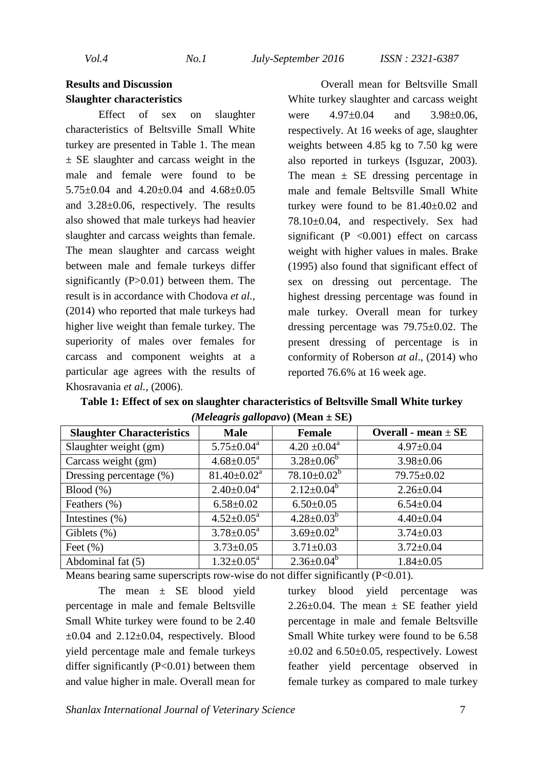## Results and Discussion

### Slaughter characteristics

Effect of sex on slaughter characteristics of Beltsville Small White turkey are presented in Table 1. The mean ± SE slaughter and carcass weight in the male and female were found to be 5.75±0.04 and 4.20±0.04 and 4.68±0.05 and 3.28±0.06, respectively. The results also showed that male turkeys had heavier slaughter and carcass weights than female. The mean slaughter and carcass weight between male and female turkeys differ significantly (P>0.01) between them. The result is in accordance with Chodova *et al.*, (2014) who reported that male turkeys had higher live weight than female turkey. The superiority of males over females for carcass and component weights at a particular age agrees with the results of Khosravania *et al.*, (2006).

Overall mean for Beltsville Small White turkey slaughter and carcass weight were 4.97±0.04 and 3.98±0.06, respectively. At 16 weeks of age, slaughter weights between 4.85 kg to 7.50 kg were also reported in turkeys (Isguzar, 2003). The mean ± SE dressing percentage in male and female Beltsville Small White turkey were found to be 81.40±0.02 and 78.10±0.04, and respectively. Sex had significant (P <0.001) effect on carcass weight with higher values in males. Brake (1995) also found that significant effect of sex on dressing out percentage. The highest dressing percentage was found in male turkey. Overall mean for turkey dressing percentage was 79.75±0.02. The present dressing of percentage is in conformity of Roberson *at al*., (2014) who reported 76.6% at 16 week age.

**Table 1: Effect of sex on slaughter characteristics of Beltsville Small White turkey *(Meleagris gallopavo*) (Mean ± SE)**

| Slaughter Characteristics | Male | Female | Overall - mean ± SE |
| --- | --- | --- | --- |
| Slaughter weight (gm) | 5.75±0.04$^{a}$ | 4.20 ±0.04$^{a}$ | 4.97±0.04 |
| Carcass weight (gm) | 4.68±0.05$^{a}$ | 3.28±0.06$^{b}$ | 3.98±0.06 |
| Dressing percentage (%) | 81.40±0.02$^{a}$ | 78.10±0.02$^{b}$ | 79.75±0.02 |
| Blood (%) | 2.40±0.04$^{a}$ | 2.12±0.04$^{b}$ | 2.26±0.04 |
| Feathers (%) | 6.58±0.02 | 6.50±0.05 | 6.54±0.04 |
| Intestines (%) | 4.52±0.05$^{a}$ | 4.28±0.03$^{b}$ | 4.40±0.04 |
| Giblets (%) | 3.78±0.05$^{a}$ | 3.69±0.02$^{b}$ | 3.74±0.03 |
| Feet (%) | 3.73±0.05 | 3.71±0.03 | 3.72±0.04 |
| Abdominal fat (5) | 1.32±0.05$^{a}$ | 2.36±0.04$^{b}$ | 1.84±0.05 |

Means bearing same superscripts row-wise do not differ significantly (P<0.01).

The mean ± SE blood yield percentage in male and female Beltsville Small White turkey were found to be 2.40 ±0.04 and 2.12±0.04, respectively. Blood yield percentage male and female turkeys differ significantly (P<0.01) between them and value higher in male. Overall mean for turkey blood yield percentage was 2.26±0.04. The mean ± SE feather yield percentage in male and female Beltsville Small White turkey were found to be 6.58 ±0.02 and 6.50±0.05, respectively. Lowest feather yield percentage observed in female turkey as compared to male turkey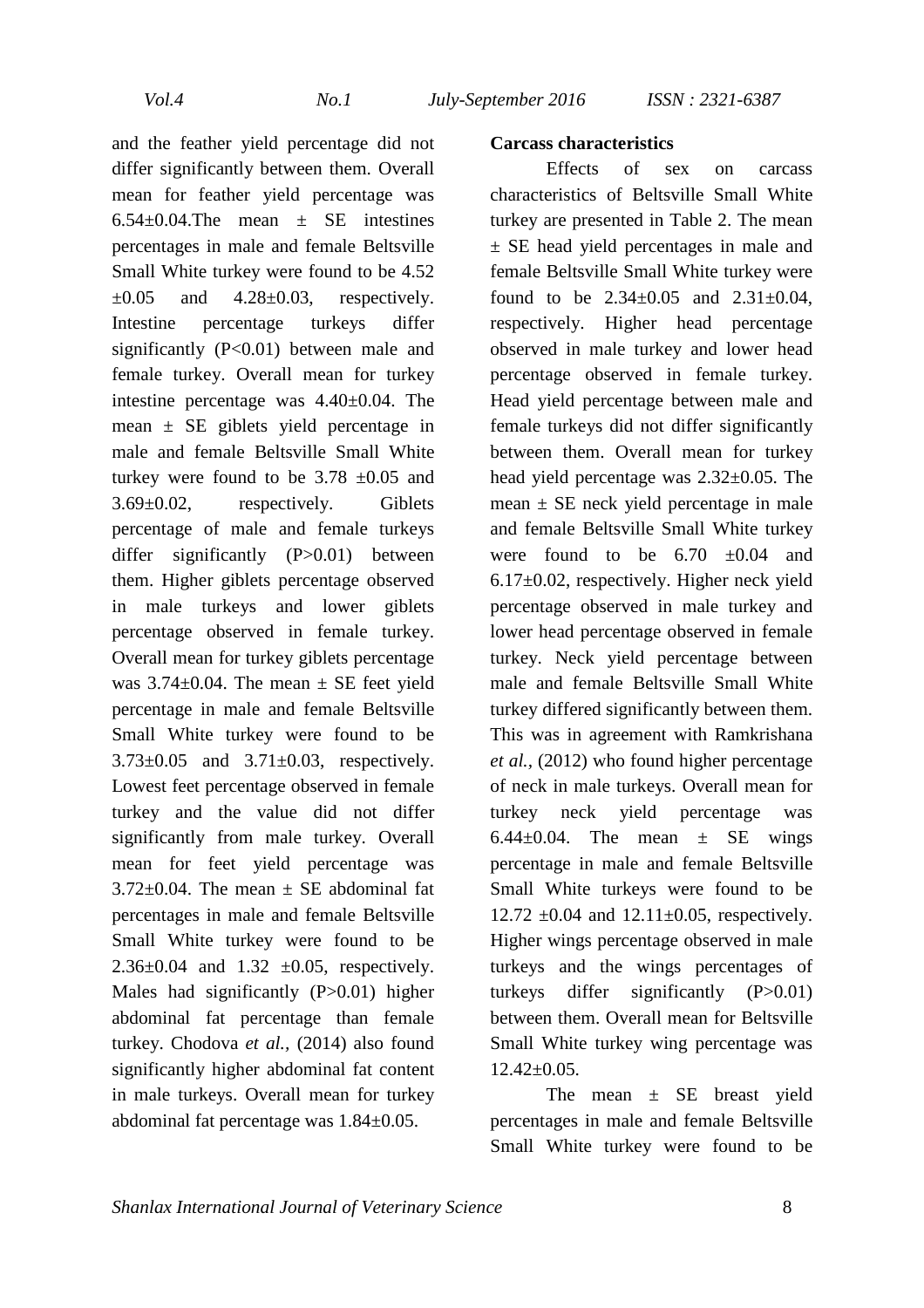and the feather yield percentage did not differ significantly between them. Overall mean for feather yield percentage was 6.54±0.04.The mean ± SE intestines percentages in male and female Beltsville Small White turkey were found to be 4.52 ±0.05 and 4.28±0.03, respectively. Intestine percentage turkeys differ significantly (P<0.01) between male and female turkey. Overall mean for turkey intestine percentage was 4.40±0.04. The mean ± SE giblets yield percentage in male and female Beltsville Small White turkey were found to be 3.78 ±0.05 and 3.69±0.02, respectively. Giblets percentage of male and female turkeys differ significantly (P>0.01) between them. Higher giblets percentage observed in male turkeys and lower giblets percentage observed in female turkey. Overall mean for turkey giblets percentage was 3.74±0.04. The mean ± SE feet yield percentage in male and female Beltsville Small White turkey were found to be 3.73±0.05 and 3.71±0.03, respectively. Lowest feet percentage observed in female turkey and the value did not differ significantly from male turkey. Overall mean for feet yield percentage was 3.72±0.04. The mean ± SE abdominal fat percentages in male and female Beltsville Small White turkey were found to be 2.36±0.04 and 1.32 ±0.05, respectively. Males had significantly (P>0.01) higher abdominal fat percentage than female turkey. Chodova *et al.,* (2014) also found significantly higher abdominal fat content in male turkeys. Overall mean for turkey abdominal fat percentage was 1.84±0.05.

**Carcass characteristics**

Effects of sex on carcass characteristics of Beltsville Small White turkey are presented in Table 2. The mean ± SE head yield percentages in male and female Beltsville Small White turkey were found to be 2.34±0.05 and 2.31±0.04, respectively. Higher head percentage observed in male turkey and lower head percentage observed in female turkey. Head yield percentage between male and female turkeys did not differ significantly between them. Overall mean for turkey head yield percentage was 2.32±0.05. The mean ± SE neck yield percentage in male and female Beltsville Small White turkey were found to be 6.70 ±0.04 and 6.17±0.02, respectively. Higher neck yield percentage observed in male turkey and lower head percentage observed in female turkey. Neck yield percentage between male and female Beltsville Small White turkey differed significantly between them. This was in agreement with Ramkrishana *et al.,* (2012) who found higher percentage of neck in male turkeys. Overall mean for turkey neck yield percentage was 6.44±0.04. The mean ± SE wings percentage in male and female Beltsville Small White turkeys were found to be 12.72 ±0.04 and 12.11±0.05, respectively. Higher wings percentage observed in male turkeys and the wings percentages of turkeys differ significantly (P>0.01) between them. Overall mean for Beltsville Small White turkey wing percentage was 12.42±0.05.

The mean ± SE breast yield percentages in male and female Beltsville Small White turkey were found to be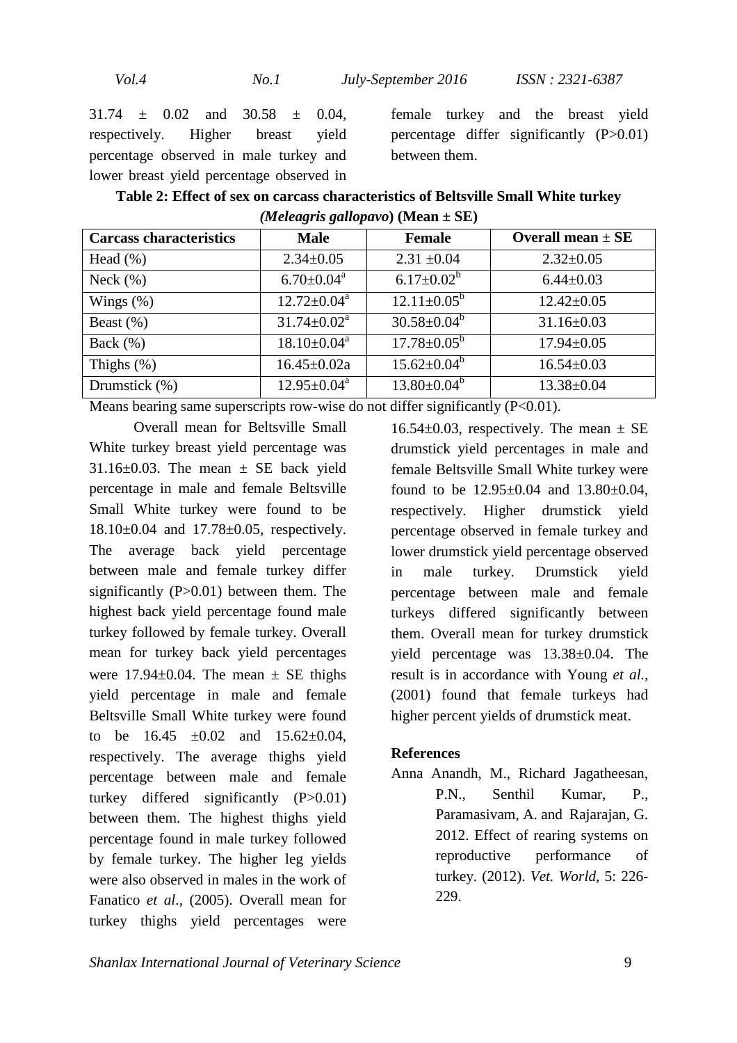31.74 ± 0.02 and 30.58 ± 0.04, respectively. Higher breast yield percentage observed in male turkey and lower breast yield percentage observed in female turkey and the breast yield percentage differ significantly (P>0.01) between them.

**Table 2: Effect of sex on carcass characteristics of Beltsville Small White turkey *(Meleagris gallopavo*) (Mean ± SE)**

| Carcass characteristics | Male | Female | Overall mean ± SE |
|---|---|---|---|
| Head (%) | 2.34±0.05 | 2.31 ±0.04 | 2.32±0.05 |
| Neck (%) | 6.70±0.04$^{a}$ | 6.17±0.02$^{b}$ | 6.44±0.03 |
| Wings (%) | 12.72±0.04$^{a}$ | 12.11±0.05$^{b}$ | 12.42±0.05 |
| Beast (%) | 31.74±0.02$^{a}$ | 30.58±0.04$^{b}$ | 31.16±0.03 |
| Back (%) | 18.10±0.04$^{a}$ | 17.78±0.05$^{b}$ | 17.94±0.05 |
| Thighs (%) | 16.45±0.02a | 15.62±0.04$^{b}$ | 16.54±0.03 |
| Drumstick (%) | 12.95±0.04$^{a}$ | 13.80±0.04$^{b}$ | 13.38±0.04 |

Means bearing same superscripts row-wise do not differ significantly (P<0.01).

Overall mean for Beltsville Small White turkey breast yield percentage was 31.16±0.03. The mean ± SE back yield percentage in male and female Beltsville Small White turkey were found to be 18.10±0.04 and 17.78±0.05, respectively. The average back yield percentage between male and female turkey differ significantly (P>0.01) between them. The highest back yield percentage found male turkey followed by female turkey. Overall mean for turkey back yield percentages were 17.94±0.04. The mean ± SE thighs yield percentage in male and female Beltsville Small White turkey were found to be 16.45 ±0.02 and 15.62±0.04, respectively. The average thighs yield percentage between male and female turkey differed significantly (P>0.01) between them. The highest thighs yield percentage found in male turkey followed by female turkey. The higher leg yields were also observed in males in the work of Fanatico *et al.*, (2005). Overall mean for turkey thighs yield percentages were 16.54±0.03, respectively. The mean ± SE drumstick yield percentages in male and female Beltsville Small White turkey were found to be 12.95±0.04 and 13.80±0.04, respectively. Higher drumstick yield percentage observed in female turkey and lower drumstick yield percentage observed in male turkey. Drumstick yield percentage between male and female turkeys differed significantly between them. Overall mean for turkey drumstick yield percentage was 13.38±0.04. The result is in accordance with Young *et al.*, (2001) found that female turkeys had higher percent yields of drumstick meat.

## References

Anna Anandh, M., Richard Jagatheesan, P.N., Senthil Kumar, P., Paramasivam, A. and Rajarajan, G. 2012. Effect of rearing systems on reproductive performance of turkey. (2012). *Vet. World*, 5: 226-229.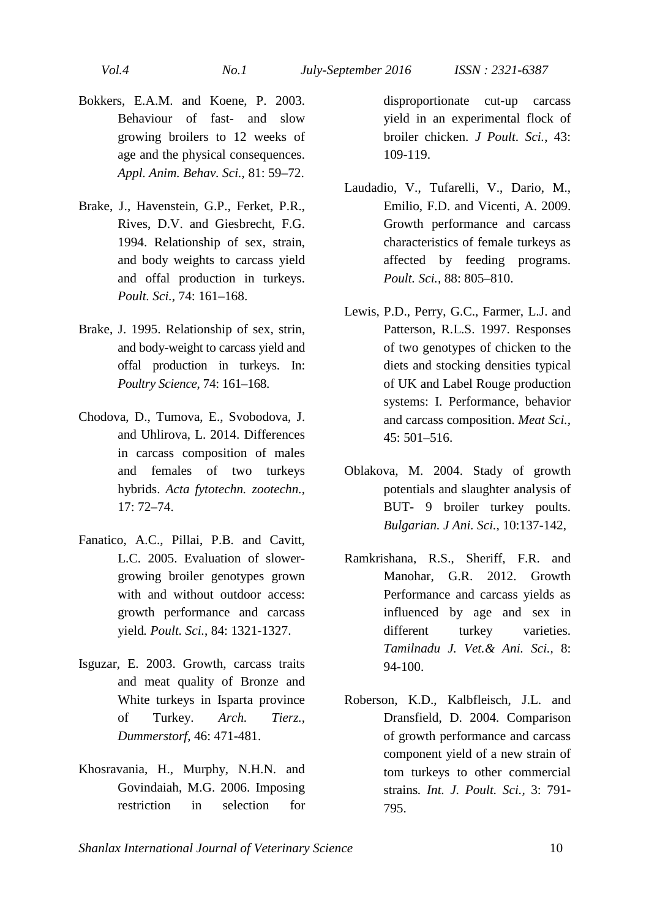Bokkers, E.A.M. and Koene, P. 2003. Behaviour of fast- and slow growing broilers to 12 weeks of age and the physical consequences. *Appl. Anim. Behav. Sci.,* 81: 59–72.

Brake, J., Havenstein, G.P., Ferket, P.R., Rives, D.V. and Giesbrecht, F.G. 1994. Relationship of sex, strain, and body weights to carcass yield and offal production in turkeys. *Poult. Sci.*, 74: 161–168.

Brake, J. 1995. Relationship of sex, strin, and body-weight to carcass yield and offal production in turkeys. In: *Poultry Science*, 74: 161–168.

Chodova, D., Tumova, E., Svobodova, J. and Uhlirova, L. 2014. Differences in carcass composition of males and females of two turkeys hybrids. *Acta fytotechn. zootechn.*, 17: 72–74.

Fanatico, A.C., Pillai, P.B. and Cavitt, L.C. 2005. Evaluation of slower-growing broiler genotypes grown with and without outdoor access: growth performance and carcass yield*. Poult. Sci.,* 84: 1321-1327.

Isguzar, E. 2003. Growth, carcass traits and meat quality of Bronze and White turkeys in Isparta province of Turkey. *Arch. Tierz., Dummerstorf*, 46: 471-481.

Khosravania, H., Murphy, N.H.N. and Govindaiah, M.G. 2006. Imposing restriction in selection for disproportionate cut-up carcass yield in an experimental flock of broiler chicken. *J Poult. Sci.*, 43: 109-119.

Laudadio, V., Tufarelli, V., Dario, M., Emilio, F.D. and Vicenti, A. 2009. Growth performance and carcass characteristics of female turkeys as affected by feeding programs. *Poult. Sci.*, 88: 805–810.

Lewis, P.D., Perry, G.C., Farmer, L.J. and Patterson, R.L.S. 1997. Responses of two genotypes of chicken to the diets and stocking densities typical of UK and Label Rouge production systems: I. Performance, behavior and carcass composition. *Meat Sci.*, 45: 501–516.

Oblakova, M. 2004. Stady of growth potentials and slaughter analysis of BUT- 9 broiler turkey poults. *Bulgarian. J Ani. Sci.*, 10:137-142,

Ramkrishana, R.S., Sheriff, F.R. and Manohar, G.R. 2012. Growth Performance and carcass yields as influenced by age and sex in different turkey varieties. *Tamilnadu J. Vet.& Ani. Sci.,* 8: 94-100.

Roberson, K.D., Kalbfleisch, J.L. and Dransfield, D. 2004. Comparison of growth performance and carcass component yield of a new strain of tom turkeys to other commercial strains*. Int. J. Poult. Sci.*, 3: 791-795.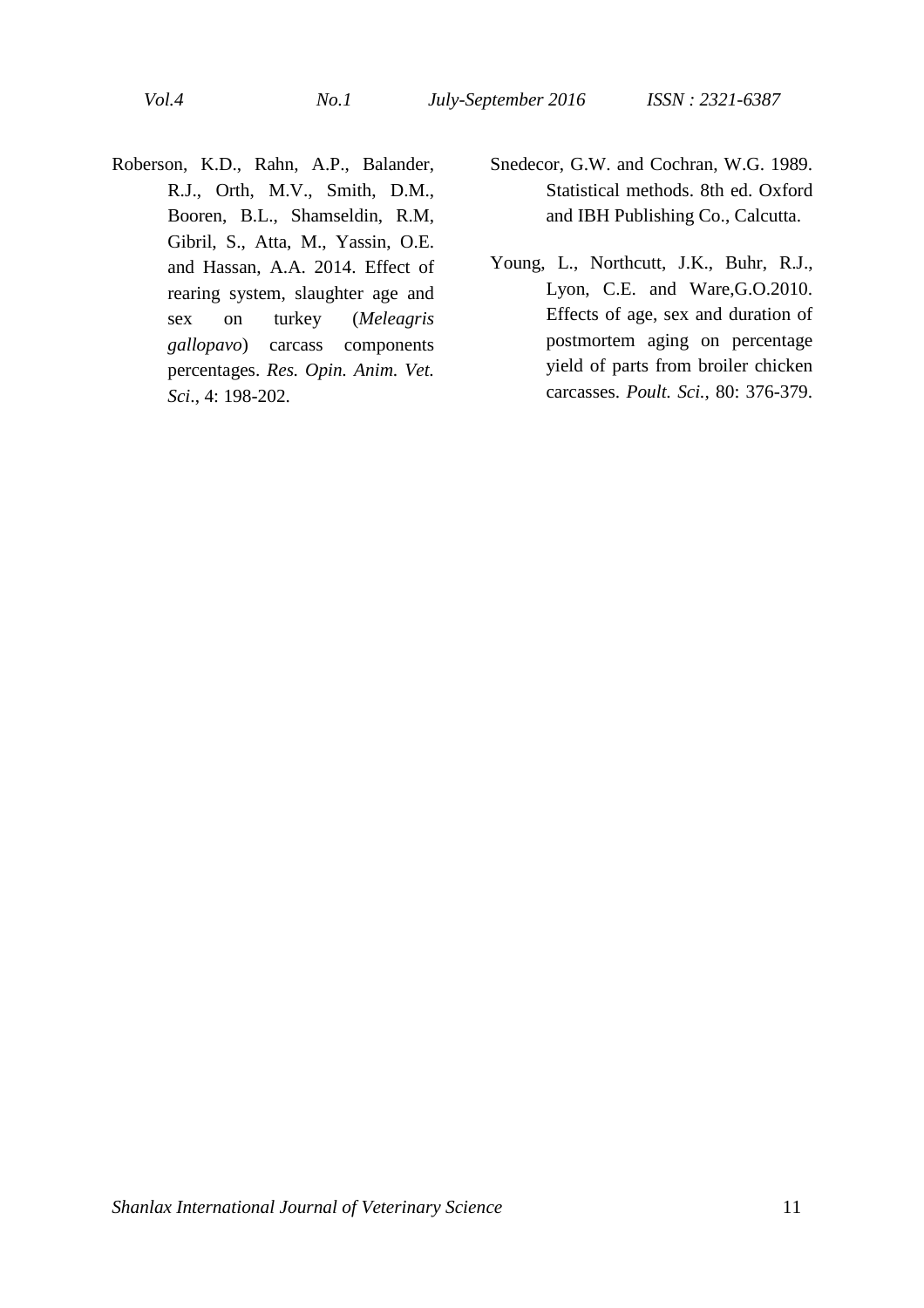Roberson, K.D., Rahn, A.P., Balander, R.J., Orth, M.V., Smith, D.M., Booren, B.L., Shamseldin, R.M, Gibril, S., Atta, M., Yassin, O.E. and Hassan, A.A. 2014. Effect of rearing system, slaughter age and sex on turkey (*Meleagris gallopavo*) carcass components percentages. *Res. Opin. Anim. Vet. Sci*., 4: 198-202.

Snedecor, G.W. and Cochran, W.G. 1989. Statistical methods. 8th ed. Oxford and IBH Publishing Co., Calcutta.

Young, L., Northcutt, J.K., Buhr, R.J., Lyon, C.E. and Ware,G.O.2010. Effects of age, sex and duration of postmortem aging on percentage yield of parts from broiler chicken carcasses. *Poult. Sci.,* 80: 376-379.